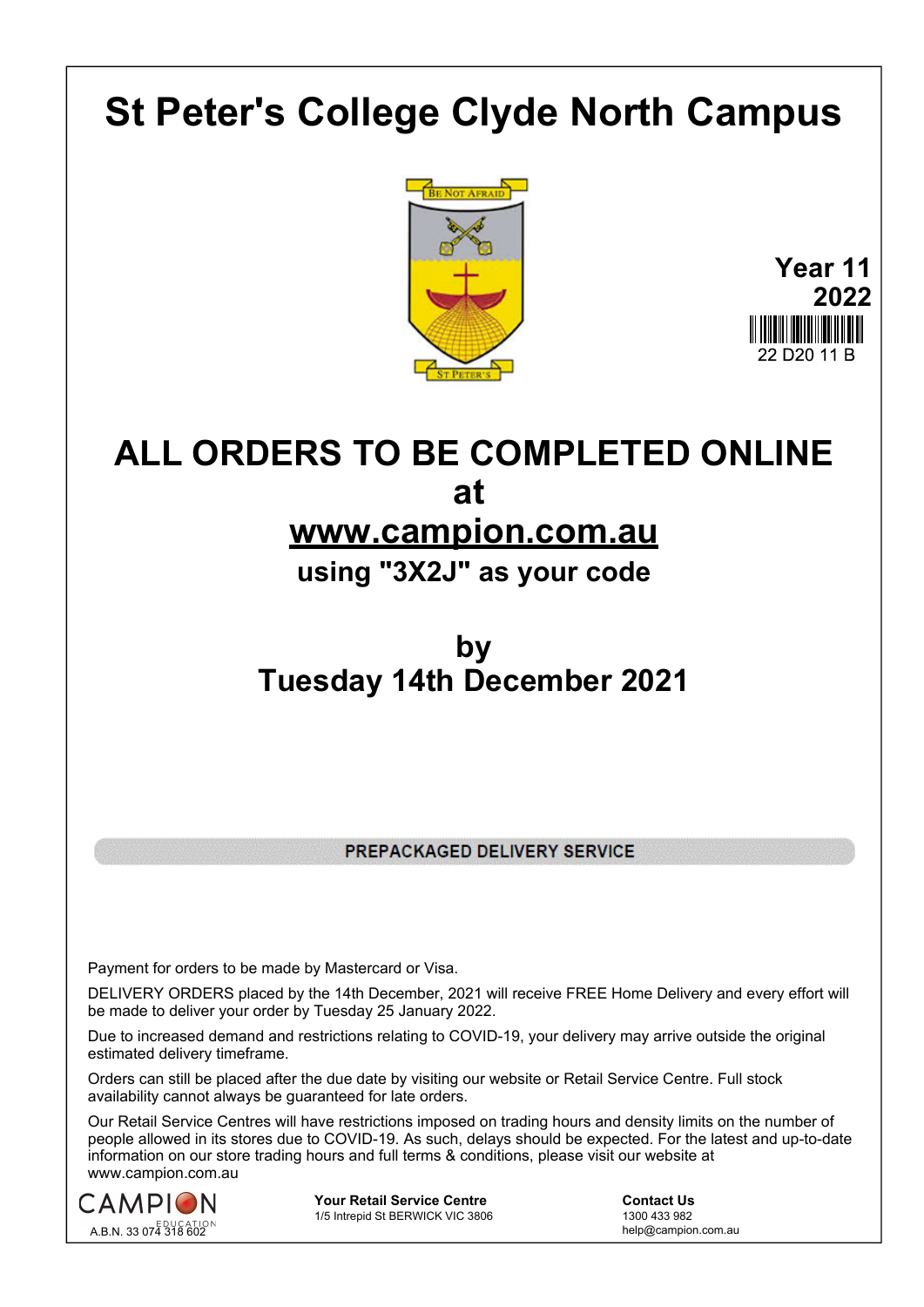# St Peter's College Clyde North Campus

BE NOT AFRAID

ST PETER'S

**Year 11**
**2022**

22 D20 11 B

## ALL ORDERS TO BE COMPLETED ONLINE at www.campion.com.au

### using "3X2J" as your code

### by Tuesday 14th December 2021

**PREPACKAGED DELIVERY SERVICE**

Payment for orders to be made by Mastercard or Visa.

DELIVERY ORDERS placed by the 14th December, 2021 will receive FREE Home Delivery and every effort will be made to deliver your order by Tuesday 25 January 2022.

Due to increased demand and restrictions relating to COVID-19, your delivery may arrive outside the original estimated delivery timeframe.

Orders can still be placed after the due date by visiting our website or Retail Service Centre. Full stock availability cannot always be guaranteed for late orders.

Our Retail Service Centres will have restrictions imposed on trading hours and density limits on the number of people allowed in its stores due to COVID-19. As such, delays should be expected. For the latest and up-to-date information on our store trading hours and full terms & conditions, please visit our website at www.campion.com.au

CAMPION EDUCATION
A.B.N. 33 074 318 602

**Your Retail Service Centre**
1/5 Intrepid St BERWICK VIC 3806

**Contact Us**
1300 433 982
help@campion.com.au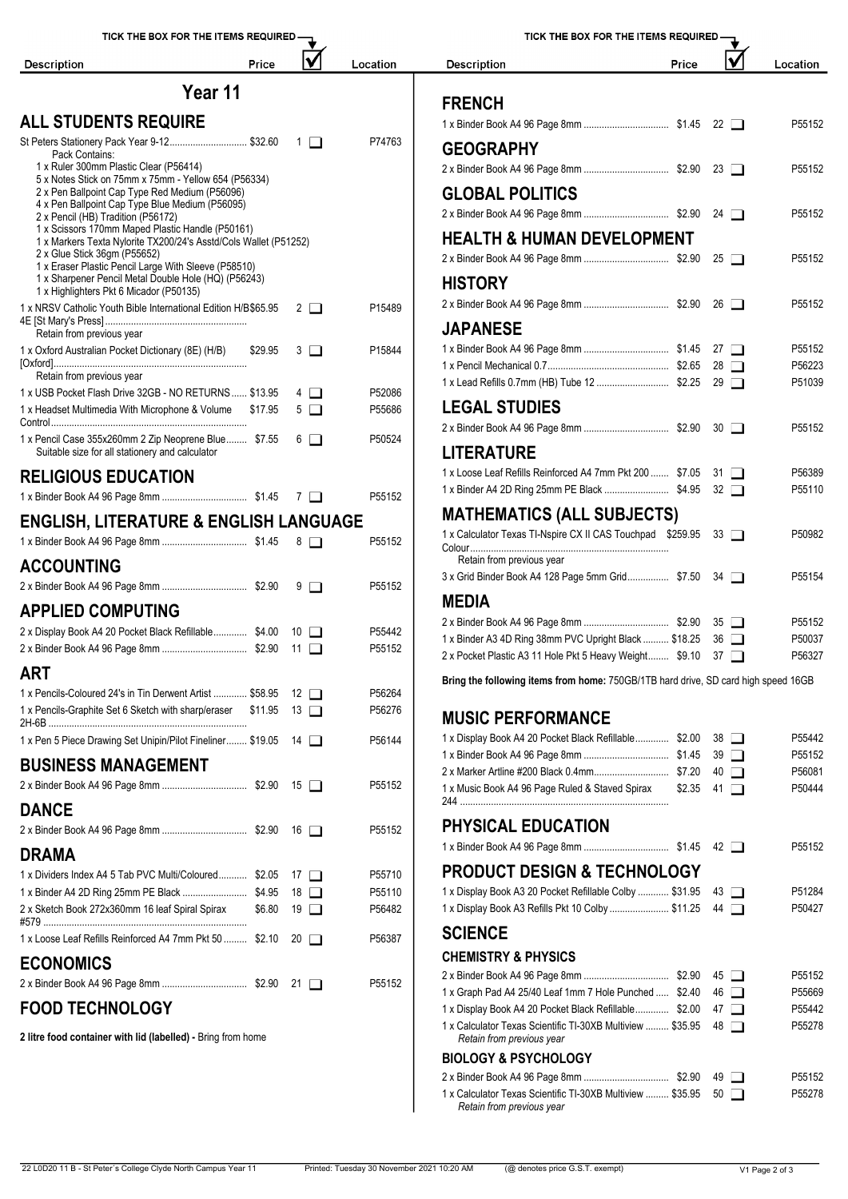TICK THE BOX FOR THE ITEMS REQUIRED

# Year 11

## ALL STUDENTS REQUIRE

| Description | Price | ☑ | Location |
|---|---|---|---|
| St Peters Stationery Pack Year 9-12 | $32.60 | 1 ❑ | P74763 |
| Pack Contains:<br>1 x Ruler 300mm Plastic Clear (P56414)<br>5 x Notes Stick on 75mm x 75mm - Yellow 654 (P56334)<br>2 x Pen Ballpoint Cap Type Red Medium (P56096)<br>4 x Pen Ballpoint Cap Type Blue Medium (P56095)<br>2 x Pencil (HB) Tradition (P56172)<br>1 x Scissors 170mm Maped Plastic Handle (P50161)<br>1 x Markers Texta Nylorite TX200/24's Asstd/Cols Wallet (P51252)<br>2 x Glue Stick 36gm (P55652)<br>1 x Eraser Plastic Pencil Large With Sleeve (P58510)<br>1 x Sharpener Pencil Metal Double Hole (HQ) (P56243)<br>1 x Highlighters Pkt 6 Micador (P50135) | | | |
| 1 x NRSV Catholic Youth Bible International Edition H/B 4E [St Mary's Press]<br>Retain from previous year | $65.95 | 2 ❑ | P15489 |
| 1 x Oxford Australian Pocket Dictionary (8E) (H/B) [Oxford]<br>Retain from previous year | $29.95 | 3 ❑ | P15844 |
| 1 x USB Pocket Flash Drive 32GB - NO RETURNS | $13.95 | 4 ❑ | P52086 |
| 1 x Headset Multimedia With Microphone & Volume Control | $17.95 | 5 ❑ | P55686 |
| 1 x Pencil Case 355x260mm 2 Zip Neoprene Blue<br>Suitable size for all stationery and calculator | $7.55 | 6 ❑ | P50524 |

## RELIGIOUS EDUCATION

| Description | Price | ☑ | Location |
|---|---|---|---|
| 1 x Binder Book A4 96 Page 8mm | $1.45 | 7 ❑ | P55152 |

## ENGLISH, LITERATURE & ENGLISH LANGUAGE

| Description | Price | ☑ | Location |
|---|---|---|---|
| 1 x Binder Book A4 96 Page 8mm | $1.45 | 8 ❑ | P55152 |

## ACCOUNTING

| Description | Price | ☑ | Location |
|---|---|---|---|
| 2 x Binder Book A4 96 Page 8mm | $2.90 | 9 ❑ | P55152 |

## APPLIED COMPUTING

| Description | Price | ☑ | Location |
|---|---|---|---|
| 2 x Display Book A4 20 Pocket Black Refillable | $4.00 | 10 ❑ | P55442 |
| 2 x Binder Book A4 96 Page 8mm | $2.90 | 11 ❑ | P55152 |

## ART

| Description | Price | ☑ | Location |
|---|---|---|---|
| 1 x Pencils-Coloured 24's in Tin Derwent Artist | $58.95 | 12 ❑ | P56264 |
| 1 x Pencils-Graphite Set 6 Sketch with sharp/eraser 2H-6B | $11.95 | 13 ❑ | P56276 |
| 1 x Pen 5 Piece Drawing Set Unipin/Pilot Fineliner | $19.05 | 14 ❑ | P56144 |

## BUSINESS MANAGEMENT

| Description | Price | ☑ | Location |
|---|---|---|---|
| 2 x Binder Book A4 96 Page 8mm | $2.90 | 15 ❑ | P55152 |

## DANCE

| Description | Price | ☑ | Location |
|---|---|---|---|
| 2 x Binder Book A4 96 Page 8mm | $2.90 | 16 ❑ | P55152 |

## DRAMA

| Description | Price | ☑ | Location |
|---|---|---|---|
| 1 x Dividers Index A4 5 Tab PVC Multi/Coloured | $2.05 | 17 ❑ | P55710 |
| 1 x Binder A4 2D Ring 25mm PE Black | $4.95 | 18 ❑ | P55110 |
| 2 x Sketch Book 272x360mm 16 leaf Spiral Spirax #579 | $6.80 | 19 ❑ | P56482 |
| 1 x Loose Leaf Refills Reinforced A4 7mm Pkt 50 | $2.10 | 20 ❑ | P56387 |

## ECONOMICS

| Description | Price | ☑ | Location |
|---|---|---|---|
| 2 x Binder Book A4 96 Page 8mm | $2.90 | 21 ❑ | P55152 |

## FOOD TECHNOLOGY

**2 litre food container with lid (labelled) -** Bring from home

## FRENCH

| Description | Price | ☑ | Location |
|---|---|---|---|
| 1 x Binder Book A4 96 Page 8mm | $1.45 | 22 ❑ | P55152 |

## GEOGRAPHY

| Description | Price | ☑ | Location |
|---|---|---|---|
| 2 x Binder Book A4 96 Page 8mm | $2.90 | 23 ❑ | P55152 |

## GLOBAL POLITICS

| Description | Price | ☑ | Location |
|---|---|---|---|
| 2 x Binder Book A4 96 Page 8mm | $2.90 | 24 ❑ | P55152 |

## HEALTH & HUMAN DEVELOPMENT

| Description | Price | ☑ | Location |
|---|---|---|---|
| 2 x Binder Book A4 96 Page 8mm | $2.90 | 25 ❑ | P55152 |

## HISTORY

| Description | Price | ☑ | Location |
|---|---|---|---|
| 2 x Binder Book A4 96 Page 8mm | $2.90 | 26 ❑ | P55152 |

## JAPANESE

| Description | Price | ☑ | Location |
|---|---|---|---|
| 1 x Binder Book A4 96 Page 8mm | $1.45 | 27 ❑ | P55152 |
| 1 x Pencil Mechanical 0.7 | $2.65 | 28 ❑ | P56223 |
| 1 x Lead Refills 0.7mm (HB) Tube 12 | $2.25 | 29 ❑ | P51039 |

## LEGAL STUDIES

| Description | Price | ☑ | Location |
|---|---|---|---|
| 2 x Binder Book A4 96 Page 8mm | $2.90 | 30 ❑ | P55152 |

## LITERATURE

| Description | Price | ☑ | Location |
|---|---|---|---|
| 1 x Loose Leaf Refills Reinforced A4 7mm Pkt 200 | $7.05 | 31 ❑ | P56389 |
| 1 x Binder A4 2D Ring 25mm PE Black | $4.95 | 32 ❑ | P55110 |

## MATHEMATICS (ALL SUBJECTS)

| Description | Price | ☑ | Location |
|---|---|---|---|
| 1 x Calculator Texas TI-Nspire CX II CAS Touchpad Colour<br>Retain from previous year | $259.95 | 33 ❑ | P50982 |
| 3 x Grid Binder Book A4 128 Page 5mm Grid | $7.50 | 34 ❑ | P55154 |

## MEDIA

| Description | Price | ☑ | Location |
|---|---|---|---|
| 2 x Binder Book A4 96 Page 8mm | $2.90 | 35 ❑ | P55152 |
| 1 x Binder A3 4D Ring 38mm PVC Upright Black | $18.25 | 36 ❑ | P50037 |
| 2 x Pocket Plastic A3 11 Hole Pkt 5 Heavy Weight | $9.10 | 37 ❑ | P56327 |

**Bring the following items from home:** 750GB/1TB hard drive, SD card high speed 16GB

## MUSIC PERFORMANCE

| Description | Price | ☑ | Location |
|---|---|---|---|
| 1 x Display Book A4 20 Pocket Black Refillable | $2.00 | 38 ❑ | P55442 |
| 1 x Binder Book A4 96 Page 8mm | $1.45 | 39 ❑ | P55152 |
| 2 x Marker Artline #200 Black 0.4mm | $7.20 | 40 ❑ | P56081 |
| 1 x Music Book A4 96 Page Ruled & Staved Spirax 244 | $2.35 | 41 ❑ | P50444 |

## PHYSICAL EDUCATION

| Description | Price | ☑ | Location |
|---|---|---|---|
| 1 x Binder Book A4 96 Page 8mm | $1.45 | 42 ❑ | P55152 |

## PRODUCT DESIGN & TECHNOLOGY

| Description | Price | ☑ | Location |
|---|---|---|---|
| 1 x Display Book A3 20 Pocket Refillable Colby | $31.95 | 43 ❑ | P51284 |
| 1 x Display Book A3 Refills Pkt 10 Colby | $11.25 | 44 ❑ | P50427 |

## SCIENCE

### CHEMISTRY & PHYSICS

| Description | Price | ☑ | Location |
|---|---|---|---|
| 2 x Binder Book A4 96 Page 8mm | $2.90 | 45 ❑ | P55152 |
| 1 x Graph Pad A4 25/40 Leaf 1mm 7 Hole Punched | $2.40 | 46 ❑ | P55669 |
| 1 x Display Book A4 20 Pocket Black Refillable | $2.00 | 47 ❑ | P55442 |
| 1 x Calculator Texas Scientific TI-30XB Multiview<br>*Retain from previous year* | $35.95 | 48 ❑ | P55278 |

### BIOLOGY & PSYCHOLOGY

| Description | Price | ☑ | Location |
|---|---|---|---|
| 2 x Binder Book A4 96 Page 8mm | $2.90 | 49 ❑ | P55152 |
| 1 x Calculator Texas Scientific TI-30XB Multiview<br>*Retain from previous year* | $35.95 | 50 ❑ | P55278 |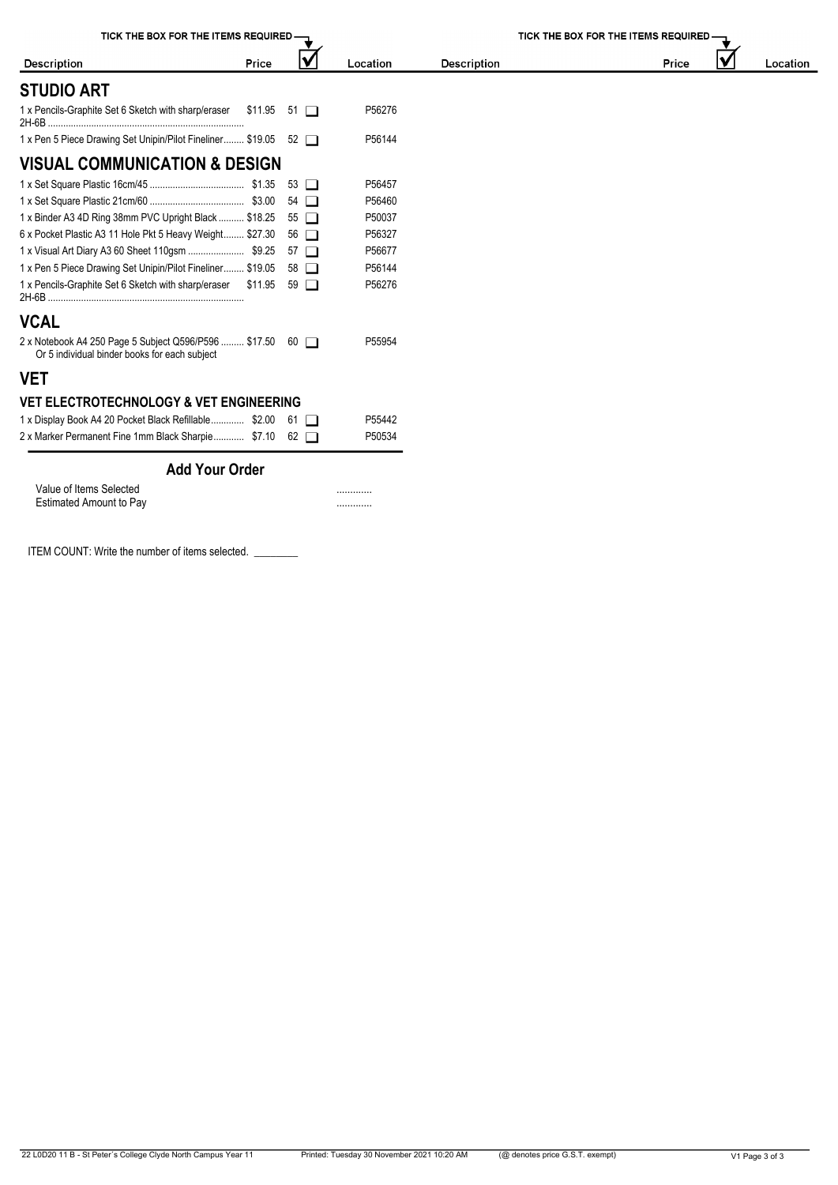TICK THE BOX FOR THE ITEMS REQUIRED

| Description | Price | ☑ | Location |
| --- | --- | --- | --- |
| **STUDIO ART** | | | |
| 1 x Pencils-Graphite Set 6 Sketch with sharp/eraser 2H-6B | $11.95 | 51 ☐ | P56276 |
| 1 x Pen 5 Piece Drawing Set Unipin/Pilot Fineliner | $19.05 | 52 ☐ | P56144 |
| **VISUAL COMMUNICATION & DESIGN** | | | |
| 1 x Set Square Plastic 16cm/45 | $1.35 | 53 ☐ | P56457 |
| 1 x Set Square Plastic 21cm/60 | $3.00 | 54 ☐ | P56460 |
| 1 x Binder A3 4D Ring 38mm PVC Upright Black | $18.25 | 55 ☐ | P50037 |
| 6 x Pocket Plastic A3 11 Hole Pkt 5 Heavy Weight | $27.30 | 56 ☐ | P56327 |
| 1 x Visual Art Diary A3 60 Sheet 110gsm | $9.25 | 57 ☐ | P56677 |
| 1 x Pen 5 Piece Drawing Set Unipin/Pilot Fineliner | $19.05 | 58 ☐ | P56144 |
| 1 x Pencils-Graphite Set 6 Sketch with sharp/eraser 2H-6B | $11.95 | 59 ☐ | P56276 |
| **VCAL** | | | |
| 2 x Notebook A4 250 Page 5 Subject Q596/P596 Or 5 individual binder books for each subject | $17.50 | 60 ☐ | P55954 |
| **VET** | | | |
| **VET ELECTROTECHNOLOGY & VET ENGINEERING** | | | |
| 1 x Display Book A4 20 Pocket Black Refillable | $2.00 | 61 ☐ | P55442 |
| 2 x Marker Permanent Fine 1mm Black Sharpie | $7.10 | 62 ☐ | P50534 |

## Add Your Order

Value of Items Selected ............

Estimated Amount to Pay ............

ITEM COUNT: Write the number of items selected. ________

22 L0D20 11 B - St Peter's College Clyde North Campus Year 11 Printed: Tuesday 30 November 2021 10:20 AM (@ denotes price G.S.T. exempt) V1